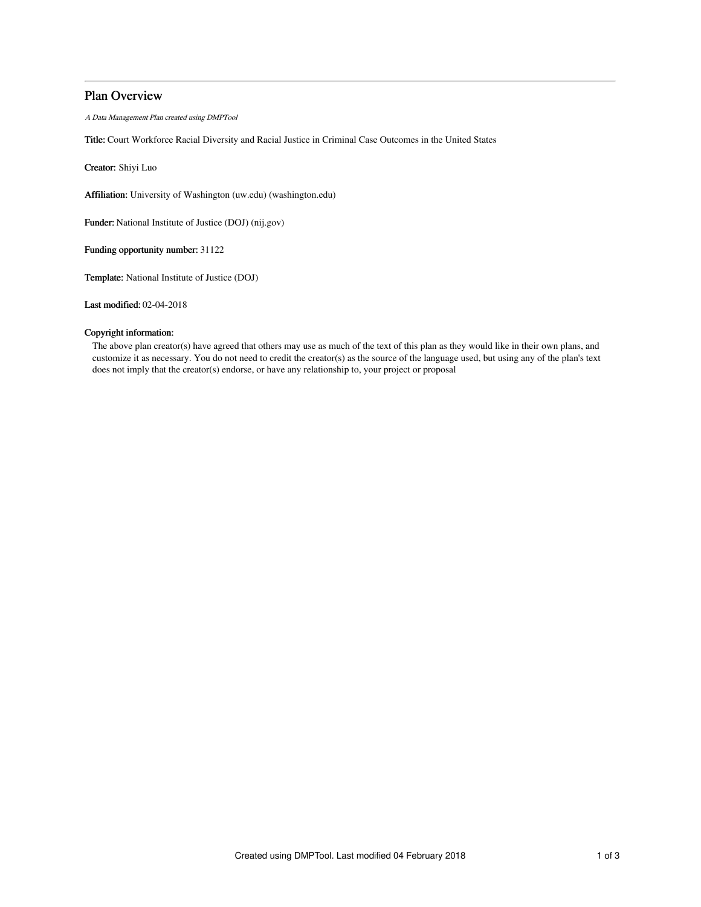# Plan Overview

*A Data Management Plan created using DMPTool*

**Title:** Court Workforce Racial Diversity and Racial Justice in Criminal Case Outcomes in the United States

**Creator:** Shiyi Luo

**Affiliation:** University of Washington (uw.edu) (washington.edu)

**Funder:** National Institute of Justice (DOJ) (nij.gov)

**Funding opportunity number:** 31122

**Template:** National Institute of Justice (DOJ)

**Last modified:** 02-04-2018

**Copyright information:**

The above plan creator(s) have agreed that others may use as much of the text of this plan as they would like in their own plans, and customize it as necessary. You do not need to credit the creator(s) as the source of the language used, but using any of the plan's text does not imply that the creator(s) endorse, or have any relationship to, your project or proposal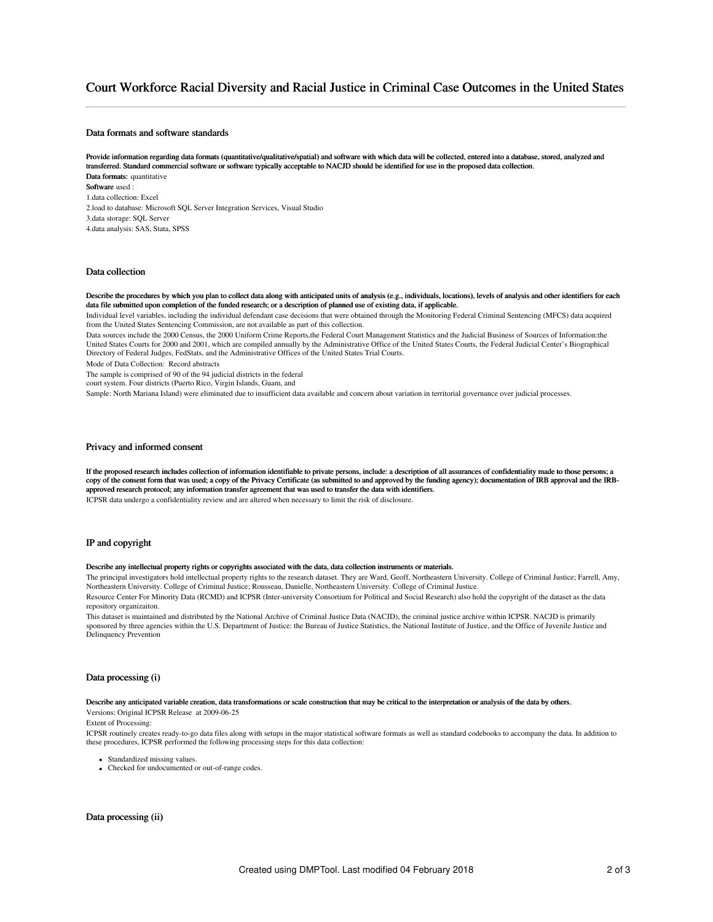# Court Workforce Racial Diversity and Racial Justice in Criminal Case Outcomes in the United States

## Data formats and software standards

**Provide information regarding data formats (quantitative/qualitative/spatial) and software with which data will be collected, entered into a database, stored, analyzed and transferred. Standard commercial software or software typically acceptable to NACJD should be identified for use in the proposed data collection.**

**Data formats:** quantitative

**Software** used :

1.data collection: Excel

2.load to database: Microsoft SQL Server Integration Services, Visual Studio

3.data storage: SQL Server

4.data analysis: SAS, Stata, SPSS

## Data collection

**Describe the procedures by which you plan to collect data along with anticipated units of analysis (e.g., individuals, locations), levels of analysis and other identifiers for each data file submitted upon completion of the funded research; or a description of planned use of existing data, if applicable.**

Individual level variables, including the individual defendant case decisions that were obtained through the Monitoring Federal Criminal Sentencing (MFCS) data acquired from the United States Sentencing Commission, are not available as part of this collection.

Data sources include the 2000 Census, the 2000 Uniform Crime Reports,the Federal Court Management Statistics and the Judicial Business of Sources of Information:the United States Courts for 2000 and 2001, which are compiled annually by the Administrative Office of the United States Courts, the Federal Judicial Center's Biographical Directory of Federal Judges, FedStats, and the Administrative Offices of the United States Trial Courts.

Mode of Data Collection: Record abstracts

The sample is comprised of 90 of the 94 judicial districts in the federal court system. Four districts (Puerto Rico, Virgin Islands, Guam, and

Sample: North Mariana Island) were eliminated due to insufficient data available and concern about variation in territorial governance over judicial processes.

## Privacy and informed consent

**If the proposed research includes collection of information identifiable to private persons, include: a description of all assurances of confidentiality made to those persons; a copy of the consent form that was used; a copy of the Privacy Certificate (as submitted to and approved by the funding agency); documentation of IRB approval and the IRB-approved research protocol; any information transfer agreement that was used to transfer the data with identifiers.**

ICPSR data undergo a confidentiality review and are altered when necessary to limit the risk of disclosure.

## IP and copyright

**Describe any intellectual property rights or copyrights associated with the data, data collection instruments or materials.**

The principal investigators hold intellectual property rights to the research dataset. They are Ward, Geoff, Northeastern University. College of Criminal Justice; Farrell, Amy, Northeastern University. College of Criminal Justice; Rousseau, Danielle, Northeastern University. College of Criminal Justice.

Resource Center For Minority Data (RCMD) and ICPSR (Inter-university Consortium for Political and Social Research) also hold the copyright of the dataset as the data repository organizaiton.

This dataset is maintained and distributed by the National Archive of Criminal Justice Data (NACJD), the criminal justice archive within ICPSR. NACJD is primarily sponsored by three agencies within the U.S. Department of Justice: the Bureau of Justice Statistics, the National Institute of Justice, and the Office of Juvenile Justice and Delinquency Prevention

## Data processing (i)

**Describe any anticipated variable creation, data transformations or scale construction that may be critical to the interpretation or analysis of the data by others.**

Versions: Original ICPSR Release at 2009-06-25

Extent of Processing:

ICPSR routinely creates ready-to-go data files along with setups in the major statistical software formats as well as standard codebooks to accompany the data. In addition to these procedures, ICPSR performed the following processing steps for this data collection:

- Standardized missing values.
- Checked for undocumented or out-of-range codes.

## Data processing (ii)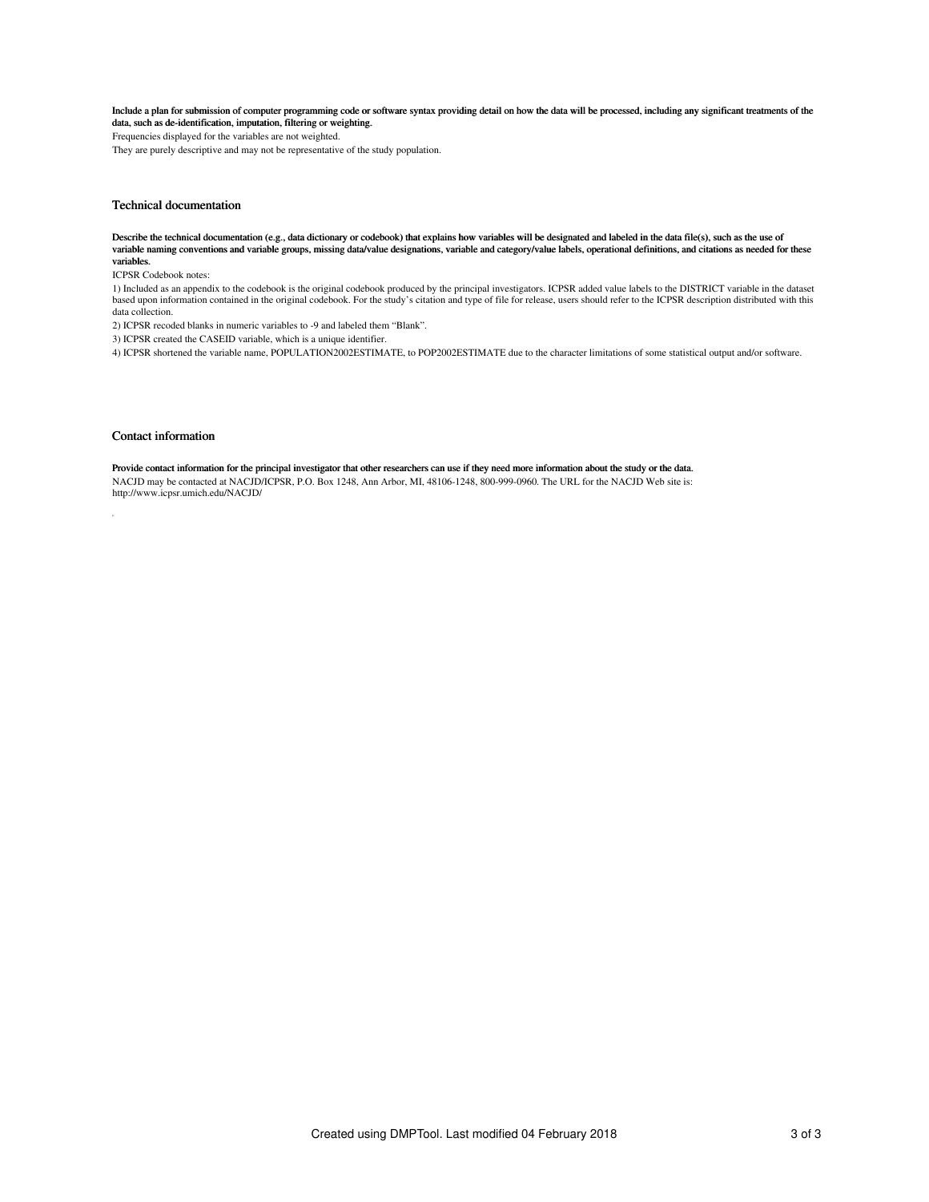**Include a plan for submission of computer programming code or software syntax providing detail on how the data will be processed, including any significant treatments of the data, such as de-identification, imputation, filtering or weighting.**

Frequencies displayed for the variables are not weighted.

They are purely descriptive and may not be representative of the study population.

## Technical documentation

**Describe the technical documentation (e.g., data dictionary or codebook) that explains how variables will be designated and labeled in the data file(s), such as the use of variable naming conventions and variable groups, missing data/value designations, variable and category/value labels, operational definitions, and citations as needed for these variables.**

ICPSR Codebook notes:

1) Included as an appendix to the codebook is the original codebook produced by the principal investigators. ICPSR added value labels to the DISTRICT variable in the dataset based upon information contained in the original codebook. For the study's citation and type of file for release, users should refer to the ICPSR description distributed with this data collection.

2) ICPSR recoded blanks in numeric variables to -9 and labeled them "Blank".

3) ICPSR created the CASEID variable, which is a unique identifier.

4) ICPSR shortened the variable name, POPULATION2002ESTIMATE, to POP2002ESTIMATE due to the character limitations of some statistical output and/or software.

## Contact information

**Provide contact information for the principal investigator that other researchers can use if they need more information about the study or the data.**

NACJD may be contacted at NACJD/ICPSR, P.O. Box 1248, Ann Arbor, MI, 48106-1248, 800-999-0960. The URL for the NACJD Web site is: http://www.icpsr.umich.edu/NACJD/

Created using DMPTool. Last modified 04 February 2018